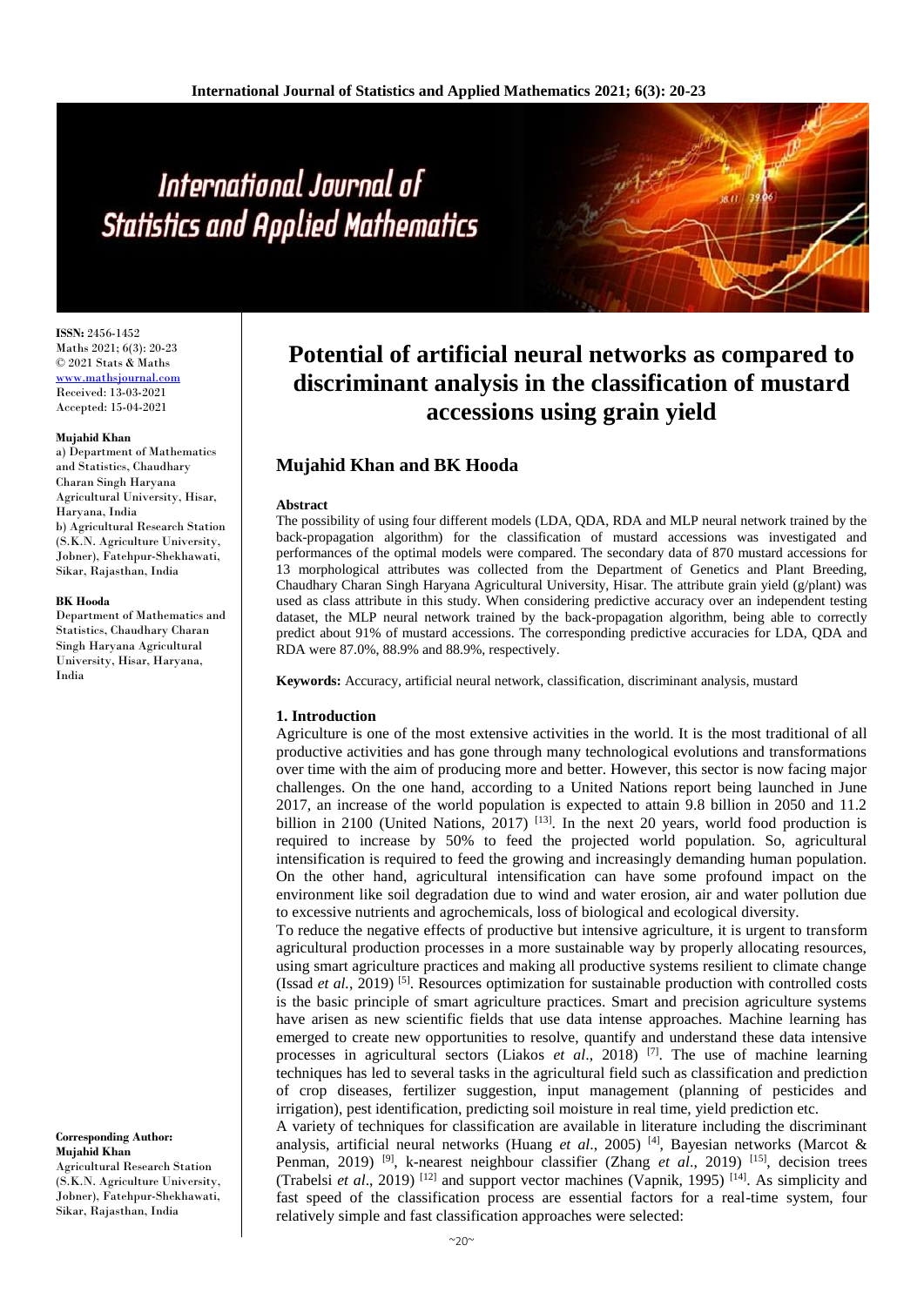# International Journal of Statistics and Applied Mathematics

**ISSN:** 2456-1452
Maths 2021; 6(3): 20-23
© 2021 Stats & Maths
www.mathsjournal.com
Received: 13-03-2021
Accepted: 15-04-2021

**Mujahid Khan**
a) Department of Mathematics and Statistics, Chaudhary Charan Singh Haryana Agricultural University, Hisar, Haryana, India
b) Agricultural Research Station (S.K.N. Agriculture University, Jobner), Fatehpur-Shekhawati, Sikar, Rajasthan, India

**BK Hooda**
Department of Mathematics and Statistics, Chaudhary Charan Singh Haryana Agricultural University, Hisar, Haryana, India

**Corresponding Author:**
**Mujahid Khan**
Agricultural Research Station (S.K.N. Agriculture University, Jobner), Fatehpur-Shekhawati, Sikar, Rajasthan, India

# Potential of artificial neural networks as compared to discriminant analysis in the classification of mustard accessions using grain yield

## Mujahid Khan and BK Hooda

### Abstract

The possibility of using four different models (LDA, QDA, RDA and MLP neural network trained by the back-propagation algorithm) for the classification of mustard accessions was investigated and performances of the optimal models were compared. The secondary data of 870 mustard accessions for 13 morphological attributes was collected from the Department of Genetics and Plant Breeding, Chaudhary Charan Singh Haryana Agricultural University, Hisar. The attribute grain yield (g/plant) was used as class attribute in this study. When considering predictive accuracy over an independent testing dataset, the MLP neural network trained by the back-propagation algorithm, being able to correctly predict about 91% of mustard accessions. The corresponding predictive accuracies for LDA, QDA and RDA were 87.0%, 88.9% and 88.9%, respectively.

**Keywords:** Accuracy, artificial neural network, classification, discriminant analysis, mustard

### 1. Introduction

Agriculture is one of the most extensive activities in the world. It is the most traditional of all productive activities and has gone through many technological evolutions and transformations over time with the aim of producing more and better. However, this sector is now facing major challenges. On the one hand, according to a United Nations report being launched in June 2017, an increase of the world population is expected to attain 9.8 billion in 2050 and 11.2 billion in 2100 (United Nations, 2017) [13]. In the next 20 years, world food production is required to increase by 50% to feed the projected world population. So, agricultural intensification is required to feed the growing and increasingly demanding human population. On the other hand, agricultural intensification can have some profound impact on the environment like soil degradation due to wind and water erosion, air and water pollution due to excessive nutrients and agrochemicals, loss of biological and ecological diversity.

To reduce the negative effects of productive but intensive agriculture, it is urgent to transform agricultural production processes in a more sustainable way by properly allocating resources, using smart agriculture practices and making all productive systems resilient to climate change (Issad *et al.*, 2019) [5]. Resources optimization for sustainable production with controlled costs is the basic principle of smart agriculture practices. Smart and precision agriculture systems have arisen as new scientific fields that use data intense approaches. Machine learning has emerged to create new opportunities to resolve, quantify and understand these data intensive processes in agricultural sectors (Liakos *et al*., 2018) [7]. The use of machine learning techniques has led to several tasks in the agricultural field such as classification and prediction of crop diseases, fertilizer suggestion, input management (planning of pesticides and irrigation), pest identification, predicting soil moisture in real time, yield prediction etc.

A variety of techniques for classification are available in literature including the discriminant analysis, artificial neural networks (Huang *et al*., 2005) [4], Bayesian networks (Marcot & Penman, 2019) [9], k-nearest neighbour classifier (Zhang *et al*., 2019) [15], decision trees (Trabelsi *et al*., 2019) [12] and support vector machines (Vapnik, 1995) [14]. As simplicity and fast speed of the classification process are essential factors for a real-time system, four relatively simple and fast classification approaches were selected: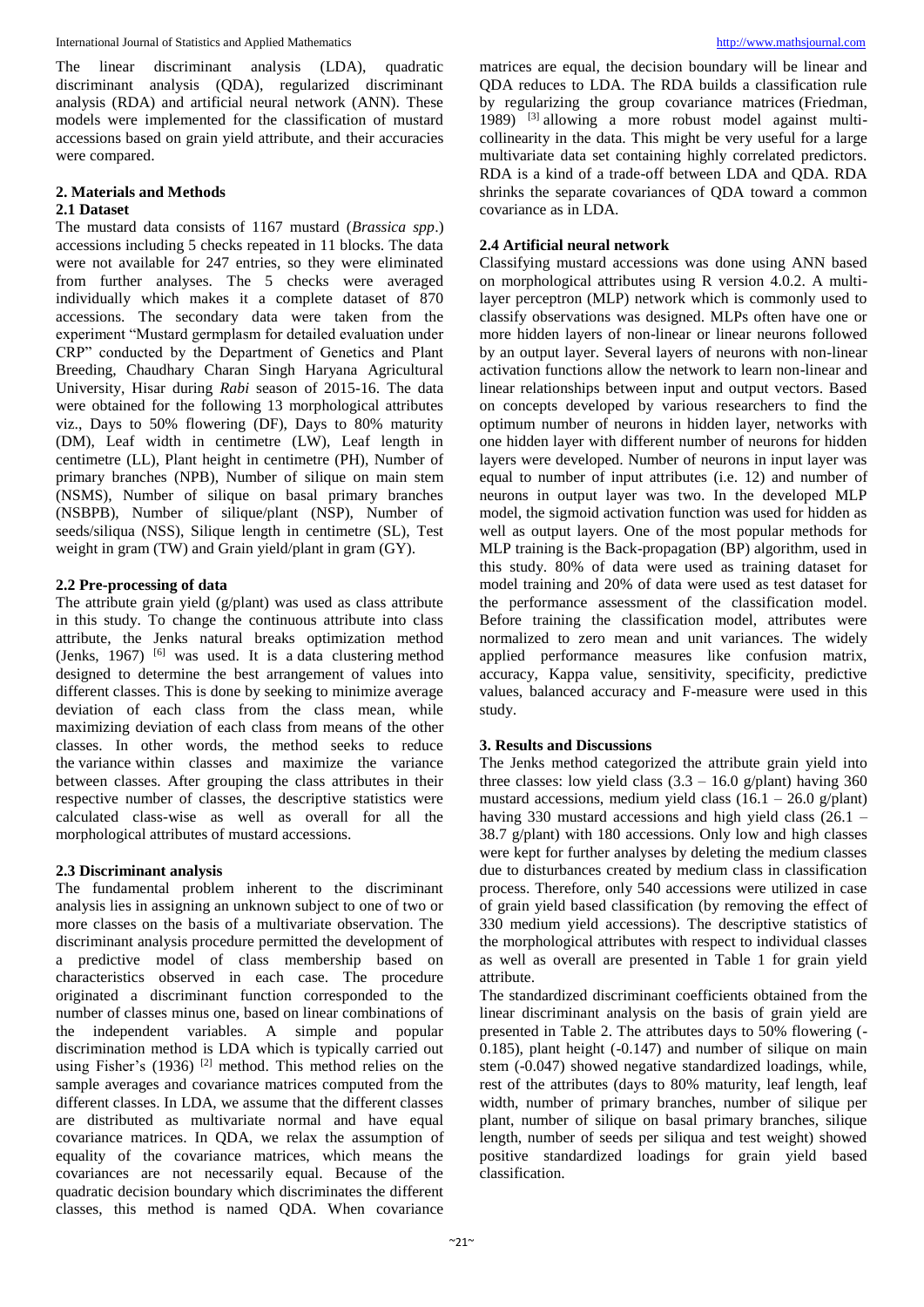The linear discriminant analysis (LDA), quadratic discriminant analysis (QDA), regularized discriminant analysis (RDA) and artificial neural network (ANN). These models were implemented for the classification of mustard accessions based on grain yield attribute, and their accuracies were compared.

## 2. Materials and Methods

### 2.1 Dataset

The mustard data consists of 1167 mustard (*Brassica spp*.) accessions including 5 checks repeated in 11 blocks. The data were not available for 247 entries, so they were eliminated from further analyses. The 5 checks were averaged individually which makes it a complete dataset of 870 accessions. The secondary data were taken from the experiment "Mustard germplasm for detailed evaluation under CRP" conducted by the Department of Genetics and Plant Breeding, Chaudhary Charan Singh Haryana Agricultural University, Hisar during *Rabi* season of 2015-16. The data were obtained for the following 13 morphological attributes viz., Days to 50% flowering (DF), Days to 80% maturity (DM), Leaf width in centimetre (LW), Leaf length in centimetre (LL), Plant height in centimetre (PH), Number of primary branches (NPB), Number of silique on main stem (NSMS), Number of silique on basal primary branches (NSBPB), Number of silique/plant (NSP), Number of seeds/siliqua (NSS), Silique length in centimetre (SL), Test weight in gram (TW) and Grain yield/plant in gram (GY).

### 2.2 Pre-processing of data

The attribute grain yield (g/plant) was used as class attribute in this study. To change the continuous attribute into class attribute, the Jenks natural breaks optimization method (Jenks, 1967) [6] was used. It is a data clustering method designed to determine the best arrangement of values into different classes. This is done by seeking to minimize average deviation of each class from the class mean, while maximizing deviation of each class from means of the other classes. In other words, the method seeks to reduce the variance within classes and maximize the variance between classes. After grouping the class attributes in their respective number of classes, the descriptive statistics were calculated class-wise as well as overall for all the morphological attributes of mustard accessions.

### 2.3 Discriminant analysis

The fundamental problem inherent to the discriminant analysis lies in assigning an unknown subject to one of two or more classes on the basis of a multivariate observation. The discriminant analysis procedure permitted the development of a predictive model of class membership based on characteristics observed in each case. The procedure originated a discriminant function corresponded to the number of classes minus one, based on linear combinations of the independent variables. A simple and popular discrimination method is LDA which is typically carried out using Fisher's (1936) [2] method. This method relies on the sample averages and covariance matrices computed from the different classes. In LDA, we assume that the different classes are distributed as multivariate normal and have equal covariance matrices. In QDA, we relax the assumption of equality of the covariance matrices, which means the covariances are not necessarily equal. Because of the quadratic decision boundary which discriminates the different classes, this method is named QDA. When covariance matrices are equal, the decision boundary will be linear and QDA reduces to LDA. The RDA builds a classification rule by regularizing the group covariance matrices (Friedman, 1989) [3] allowing a more robust model against multi-collinearity in the data. This might be very useful for a large multivariate data set containing highly correlated predictors. RDA is a kind of a trade-off between LDA and QDA. RDA shrinks the separate covariances of QDA toward a common covariance as in LDA.

### 2.4 Artificial neural network

Classifying mustard accessions was done using ANN based on morphological attributes using R version 4.0.2. A multi-layer perceptron (MLP) network which is commonly used to classify observations was designed. MLPs often have one or more hidden layers of non-linear or linear neurons followed by an output layer. Several layers of neurons with non-linear activation functions allow the network to learn non-linear and linear relationships between input and output vectors. Based on concepts developed by various researchers to find the optimum number of neurons in hidden layer, networks with one hidden layer with different number of neurons for hidden layers were developed. Number of neurons in input layer was equal to number of input attributes (i.e. 12) and number of neurons in output layer was two. In the developed MLP model, the sigmoid activation function was used for hidden as well as output layers. One of the most popular methods for MLP training is the Back-propagation (BP) algorithm, used in this study. 80% of data were used as training dataset for model training and 20% of data were used as test dataset for the performance assessment of the classification model. Before training the classification model, attributes were normalized to zero mean and unit variances. The widely applied performance measures like confusion matrix, accuracy, Kappa value, sensitivity, specificity, predictive values, balanced accuracy and F-measure were used in this study.

## 3. Results and Discussions

The Jenks method categorized the attribute grain yield into three classes: low yield class (3.3 – 16.0 g/plant) having 360 mustard accessions, medium yield class (16.1 – 26.0 g/plant) having 330 mustard accessions and high yield class (26.1 – 38.7 g/plant) with 180 accessions. Only low and high classes were kept for further analyses by deleting the medium classes due to disturbances created by medium class in classification process. Therefore, only 540 accessions were utilized in case of grain yield based classification (by removing the effect of 330 medium yield accessions). The descriptive statistics of the morphological attributes with respect to individual classes as well as overall are presented in Table 1 for grain yield attribute.

The standardized discriminant coefficients obtained from the linear discriminant analysis on the basis of grain yield are presented in Table 2. The attributes days to 50% flowering (-0.185), plant height (-0.147) and number of silique on main stem (-0.047) showed negative standardized loadings, while, rest of the attributes (days to 80% maturity, leaf length, leaf width, number of primary branches, number of silique per plant, number of silique on basal primary branches, silique length, number of seeds per siliqua and test weight) showed positive standardized loadings for grain yield based classification.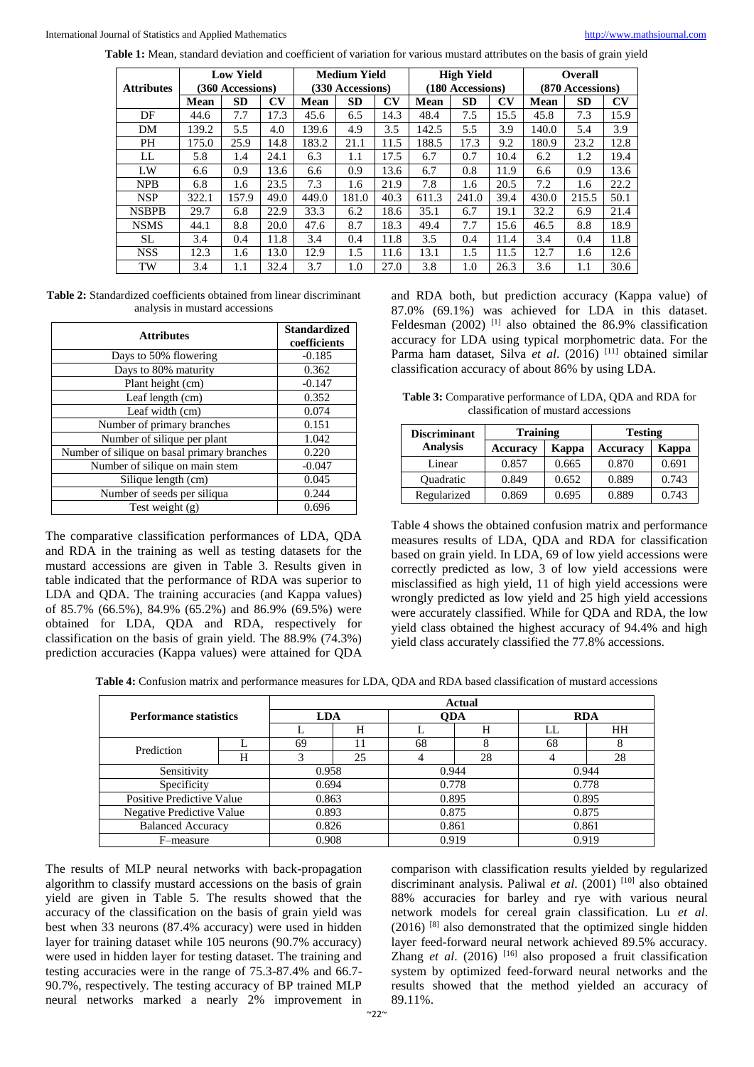**Table 1:** Mean, standard deviation and coefficient of variation for various mustard attributes on the basis of grain yield

| Attributes | Low Yield (360 Accessions) | | | Medium Yield (330 Accessions) | | | High Yield (180 Accessions) | | | Overall (870 Accessions) | | |
|---|---|---|---|---|---|---|---|---|---|---|---|---|
| | Mean | SD | CV | Mean | SD | CV | Mean | SD | CV | Mean | SD | CV |
| DF | 44.6 | 7.7 | 17.3 | 45.6 | 6.5 | 14.3 | 48.4 | 7.5 | 15.5 | 45.8 | 7.3 | 15.9 |
| DM | 139.2 | 5.5 | 4.0 | 139.6 | 4.9 | 3.5 | 142.5 | 5.5 | 3.9 | 140.0 | 5.4 | 3.9 |
| PH | 175.0 | 25.9 | 14.8 | 183.2 | 21.1 | 11.5 | 188.5 | 17.3 | 9.2 | 180.9 | 23.2 | 12.8 |
| LL | 5.8 | 1.4 | 24.1 | 6.3 | 1.1 | 17.5 | 6.7 | 0.7 | 10.4 | 6.2 | 1.2 | 19.4 |
| LW | 6.6 | 0.9 | 13.6 | 6.6 | 0.9 | 13.6 | 6.7 | 0.8 | 11.9 | 6.6 | 0.9 | 13.6 |
| NPB | 6.8 | 1.6 | 23.5 | 7.3 | 1.6 | 21.9 | 7.8 | 1.6 | 20.5 | 7.2 | 1.6 | 22.2 |
| NSP | 322.1 | 157.9 | 49.0 | 449.0 | 181.0 | 40.3 | 611.3 | 241.0 | 39.4 | 430.0 | 215.5 | 50.1 |
| NSBPB | 29.7 | 6.8 | 22.9 | 33.3 | 6.2 | 18.6 | 35.1 | 6.7 | 19.1 | 32.2 | 6.9 | 21.4 |
| NSMS | 44.1 | 8.8 | 20.0 | 47.6 | 8.7 | 18.3 | 49.4 | 7.7 | 15.6 | 46.5 | 8.8 | 18.9 |
| SL | 3.4 | 0.4 | 11.8 | 3.4 | 0.4 | 11.8 | 3.5 | 0.4 | 11.4 | 3.4 | 0.4 | 11.8 |
| NSS | 12.3 | 1.6 | 13.0 | 12.9 | 1.5 | 11.6 | 13.1 | 1.5 | 11.5 | 12.7 | 1.6 | 12.6 |
| TW | 3.4 | 1.1 | 32.4 | 3.7 | 1.0 | 27.0 | 3.8 | 1.0 | 26.3 | 3.6 | 1.1 | 30.6 |

**Table 2:** Standardized coefficients obtained from linear discriminant analysis in mustard accessions

| Attributes | Standardized coefficients |
|---|---|
| Days to 50% flowering | -0.185 |
| Days to 80% maturity | 0.362 |
| Plant height (cm) | -0.147 |
| Leaf length (cm) | 0.352 |
| Leaf width (cm) | 0.074 |
| Number of primary branches | 0.151 |
| Number of silique per plant | 1.042 |
| Number of silique on basal primary branches | 0.220 |
| Number of silique on main stem | -0.047 |
| Silique length (cm) | 0.045 |
| Number of seeds per siliqua | 0.244 |
| Test weight (g) | 0.696 |

The comparative classification performances of LDA, QDA and RDA in the training as well as testing datasets for the mustard accessions are given in Table 3. Results given in table indicated that the performance of RDA was superior to LDA and QDA. The training accuracies (and Kappa values) of 85.7% (66.5%), 84.9% (65.2%) and 86.9% (69.5%) were obtained for LDA, QDA and RDA, respectively for classification on the basis of grain yield. The 88.9% (74.3%) prediction accuracies (Kappa values) were attained for QDA and RDA both, but prediction accuracy (Kappa value) of 87.0% (69.1%) was achieved for LDA in this dataset. Feldesman (2002) [1] also obtained the 86.9% classification accuracy for LDA using typical morphometric data. For the Parma ham dataset, Silva *et al*. (2016) [11] obtained similar classification accuracy of about 86% by using LDA.

**Table 3:** Comparative performance of LDA, QDA and RDA for classification of mustard accessions

| Discriminant Analysis | Training | | Testing | |
|---|---|---|---|---|
| | Accuracy | Kappa | Accuracy | Kappa |
| Linear | 0.857 | 0.665 | 0.870 | 0.691 |
| Quadratic | 0.849 | 0.652 | 0.889 | 0.743 |
| Regularized | 0.869 | 0.695 | 0.889 | 0.743 |

Table 4 shows the obtained confusion matrix and performance measures results of LDA, QDA and RDA for classification based on grain yield. In LDA, 69 of low yield accessions were correctly predicted as low, 3 of low yield accessions were misclassified as high yield, 11 of high yield accessions were wrongly predicted as low yield and 25 high yield accessions were accurately classified. While for QDA and RDA, the low yield class obtained the highest accuracy of 94.4% and high yield class accurately classified the 77.8% accessions.

**Table 4:** Confusion matrix and performance measures for LDA, QDA and RDA based classification of mustard accessions

| Performance statistics | | Actual | | | | | |
|---|---|---|---|---|---|---|---|
| | | LDA | | QDA | | RDA | |
| | | L | H | L | H | LL | HH |
| Prediction | L | 69 | 11 | 68 | 8 | 68 | 8 |
| | H | 3 | 25 | 4 | 28 | 4 | 28 |
| Sensitivity | | 0.958 | | 0.944 | | 0.944 | |
| Specificity | | 0.694 | | 0.778 | | 0.778 | |
| Positive Predictive Value | | 0.863 | | 0.895 | | 0.895 | |
| Negative Predictive Value | | 0.893 | | 0.875 | | 0.875 | |
| Balanced Accuracy | | 0.826 | | 0.861 | | 0.861 | |
| F–measure | | 0.908 | | 0.919 | | 0.919 | |

The results of MLP neural networks with back-propagation algorithm to classify mustard accessions on the basis of grain yield are given in Table 5. The results showed that the accuracy of the classification on the basis of grain yield was best when 33 neurons (87.4% accuracy) were used in hidden layer for training dataset while 105 neurons (90.7% accuracy) were used in hidden layer for testing dataset. The training and testing accuracies were in the range of 75.3-87.4% and 66.7-90.7%, respectively. The testing accuracy of BP trained MLP neural networks marked a nearly 2% improvement in comparison with classification results yielded by regularized discriminant analysis. Paliwal *et al*. (2001) [10] also obtained 88% accuracies for barley and rye with various neural network models for cereal grain classification. Lu *et al*. (2016) [8] also demonstrated that the optimized single hidden layer feed-forward neural network achieved 89.5% accuracy. Zhang *et al*. (2016) [16] also proposed a fruit classification system by optimized feed-forward neural networks and the results showed that the method yielded an accuracy of 89.11%.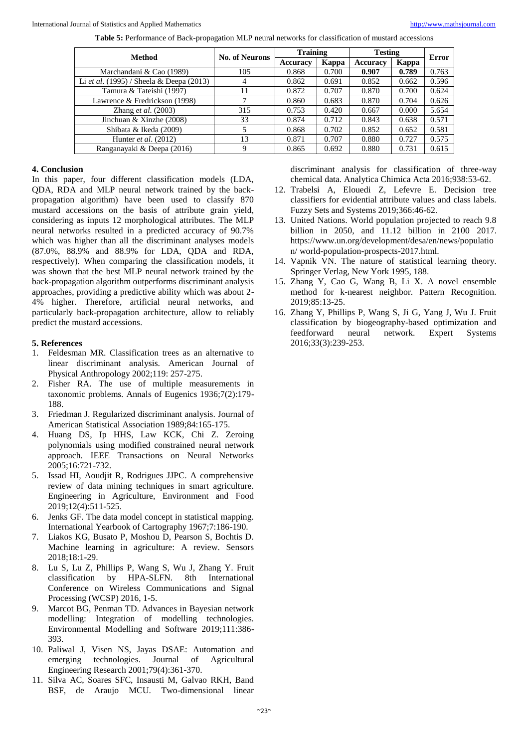**Table 5:** Performance of Back-propagation MLP neural networks for classification of mustard accessions

| Method | No. of Neurons | Training | | Testing | | Error |
|---|---|---|---|---|---|---|
| | | Accuracy | Kappa | Accuracy | Kappa | |
| Marchandani & Cao (1989) | 105 | 0.868 | 0.700 | **0.907** | **0.789** | 0.763 |
| Li *et al.* (1995) / Sheela & Deepa (2013) | 4 | 0.862 | 0.691 | 0.852 | 0.662 | 0.596 |
| Tamura & Tateishi (1997) | 11 | 0.872 | 0.707 | 0.870 | 0.700 | 0.624 |
| Lawrence & Fredrickson (1998) | 7 | 0.860 | 0.683 | 0.870 | 0.704 | 0.626 |
| Zhang *et al.* (2003) | 315 | 0.753 | 0.420 | 0.667 | 0.000 | 5.654 |
| Jinchuan & Xinzhe (2008) | 33 | 0.874 | 0.712 | 0.843 | 0.638 | 0.571 |
| Shibata & Ikeda (2009) | 5 | 0.868 | 0.702 | 0.852 | 0.652 | 0.581 |
| Hunter *et al.* (2012) | 13 | 0.871 | 0.707 | 0.880 | 0.727 | 0.575 |
| Ranganayaki & Deepa (2016) | 9 | 0.865 | 0.692 | 0.880 | 0.731 | 0.615 |

## 4. Conclusion

In this paper, four different classification models (LDA, QDA, RDA and MLP neural network trained by the back-propagation algorithm) have been used to classify 870 mustard accessions on the basis of attribute grain yield, considering as inputs 12 morphological attributes. The MLP neural networks resulted in a predicted accuracy of 90.7% which was higher than all the discriminant analyses models (87.0%, 88.9% and 88.9% for LDA, QDA and RDA, respectively). When comparing the classification models, it was shown that the best MLP neural network trained by the back-propagation algorithm outperforms discriminant analysis approaches, providing a predictive ability which was about 2-4% higher. Therefore, artificial neural networks, and particularly back-propagation architecture, allow to reliably predict the mustard accessions.

## 5. References

1. Feldesman MR. Classification trees as an alternative to linear discriminant analysis. American Journal of Physical Anthropology 2002;119: 257-275.
2. Fisher RA. The use of multiple measurements in taxonomic problems. Annals of Eugenics 1936;7(2):179-188.
3. Friedman J. Regularized discriminant analysis. Journal of American Statistical Association 1989;84:165-175.
4. Huang DS, Ip HHS, Law KCK, Chi Z. Zeroing polynomials using modified constrained neural network approach. IEEE Transactions on Neural Networks 2005;16:721-732.
5. Issad HI, Aoudjit R, Rodrigues JJPC. A comprehensive review of data mining techniques in smart agriculture. Engineering in Agriculture, Environment and Food 2019;12(4):511-525.
6. Jenks GF. The data model concept in statistical mapping. International Yearbook of Cartography 1967;7:186-190.
7. Liakos KG, Busato P, Moshou D, Pearson S, Bochtis D. Machine learning in agriculture: A review. Sensors 2018;18:1-29.
8. Lu S, Lu Z, Phillips P, Wang S, Wu J, Zhang Y. Fruit classification by HPA-SLFN. 8th International Conference on Wireless Communications and Signal Processing (WCSP) 2016, 1-5.
9. Marcot BG, Penman TD. Advances in Bayesian network modelling: Integration of modelling technologies. Environmental Modelling and Software 2019;111:386-393.
10. Paliwal J, Visen NS, Jayas DSAE: Automation and emerging technologies. Journal of Agricultural Engineering Research 2001;79(4):361-370.
11. Silva AC, Soares SFC, Insausti M, Galvao RKH, Band BSF, de Araujo MCU. Two-dimensional linear discriminant analysis for classification of three-way chemical data. Analytica Chimica Acta 2016;938:53-62.
12. Trabelsi A, Elouedi Z, Lefevre E. Decision tree classifiers for evidential attribute values and class labels. Fuzzy Sets and Systems 2019;366:46-62.
13. United Nations. World population projected to reach 9.8 billion in 2050, and 11.12 billion in 2100 2017. https://www.un.org/development/desa/en/news/population/ world-population-prospects-2017.html.
14. Vapnik VN. The nature of statistical learning theory. Springer Verlag, New York 1995, 188.
15. Zhang Y, Cao G, Wang B, Li X. A novel ensemble method for k-nearest neighbor. Pattern Recognition. 2019;85:13-25.
16. Zhang Y, Phillips P, Wang S, Ji G, Yang J, Wu J. Fruit classification by biogeography-based optimization and feedforward neural network. Expert Systems 2016;33(3):239-253.